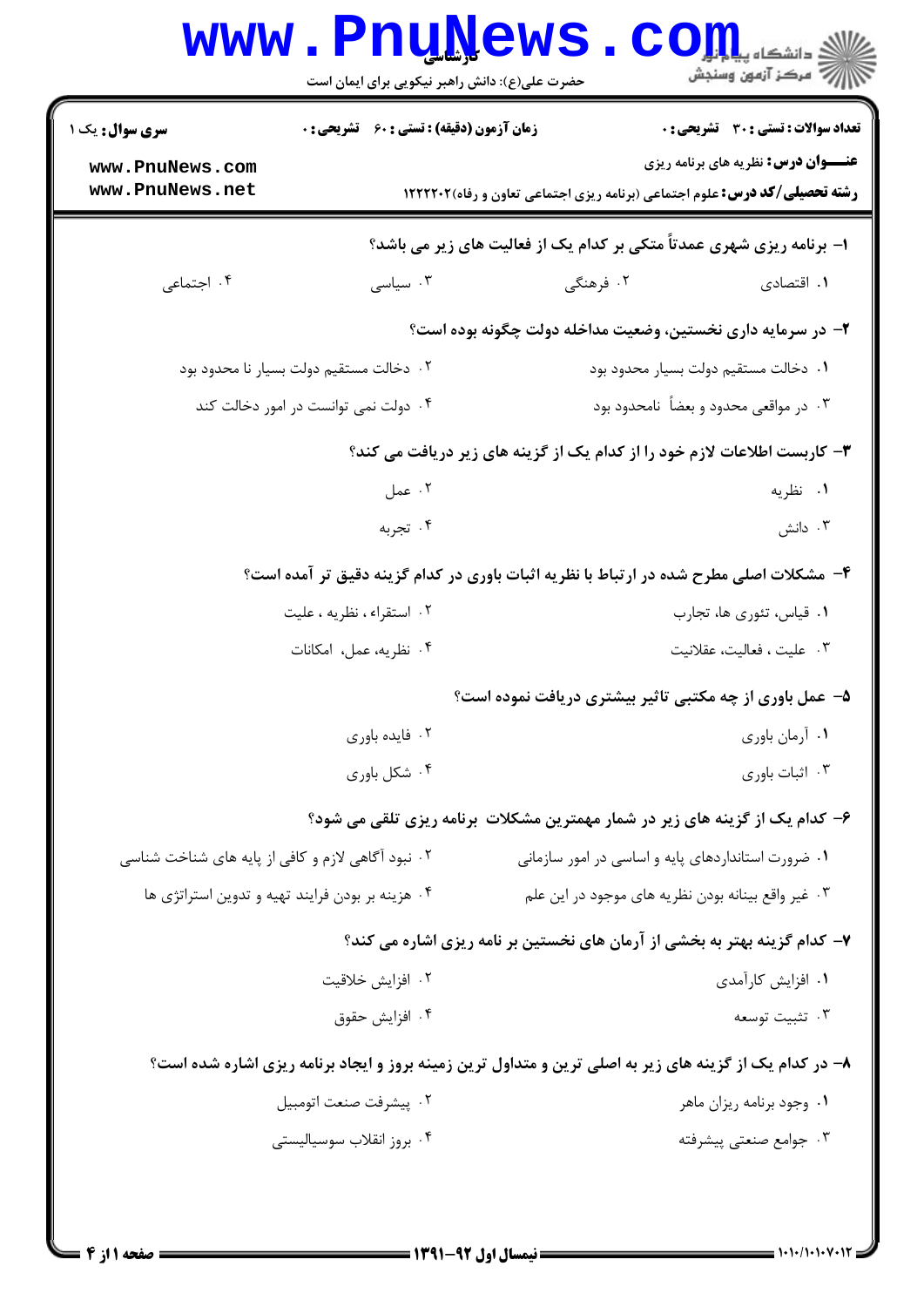**سری سوال:** یک ۱

**زمان آزمون (دقیقه) : تستی : ۶۰ تشریحی : ۰**

**تعداد سوالات : تستی : ۳۰ تشریحی : ۰**

**عنـــوان درس:** نظریه های برنامه ریزی

**رشته تحصیلی/کد درس:** علوم اجتماعی (برنامه ریزی اجتماعی تعاون و رفاه)۱۲۲۲۲۰۲

۱- برنامه ریزی شهری عمدتاً متکی بر کدام یک از فعالیت های زیر می باشد؟

۱. اقتصادی
۲. فرهنگی
۳. سیاسی
۴. اجتماعی

۲- در سرمایه داری نخستین، وضعیت مداخله دولت چگونه بوده است؟

۱. دخالت مستقیم دولت بسیار محدود بود
۲. دخالت مستقیم دولت بسیار نا محدود بود
۳. در مواقعی محدود و بعضاً نامحدود بود
۴. دولت نمی توانست در امور دخالت کند

۳- کاربست اطلاعات لازم خود را از کدام یک از گزینه های زیر دریافت می کند؟

۱. نظریه
۲. عمل
۳. دانش
۴. تجربه

۴- مشکلات اصلی مطرح شده در ارتباط با نظریه اثبات باوری در کدام گزینه دقیق تر آمده است؟

۱. قیاس، تئوری ها، تجارب
۲. استقراء ، نظریه ، علیت
۳. علیت ، فعالیت، عقلانیت
۴. نظریه، عمل، امکانات

۵- عمل باوری از چه مکتبی تاثیر بیشتری دریافت نموده است؟

۱. آرمان باوری
۲. فایده باوری
۳. اثبات باوری
۴. شکل باوری

۶- کدام یک از گزینه های زیر در شمار مهمترین مشکلات برنامه ریزی تلقی می شود؟

۱. ضرورت استانداردهای پایه و اساسی در امور سازمانی
۲. نبود آگاهی لازم و کافی از پایه های شناخت شناسی
۳. غیر واقع بینانه بودن نظریه های موجود در این علم
۴. هزینه بر بودن فرایند تهیه و تدوین استراتژی ها

۷- کدام گزینه بهتر به بخشی از آرمان های نخستین بر نامه ریزی اشاره می کند؟

۱. افزایش کارآمدی
۲. افزایش خلاقیت
۳. تثبیت توسعه
۴. افزایش حقوق

۸- در کدام یک از گزینه های زیر به اصلی ترین و متداول ترین زمینه بروز و ایجاد برنامه ریزی اشاره شده است؟

۱. وجود برنامه ریزان ماهر
۲. پیشرفت صنعت اتومبیل
۳. جوامع صنعتی پیشرفته
۴. بروز انقلاب سوسیالیستی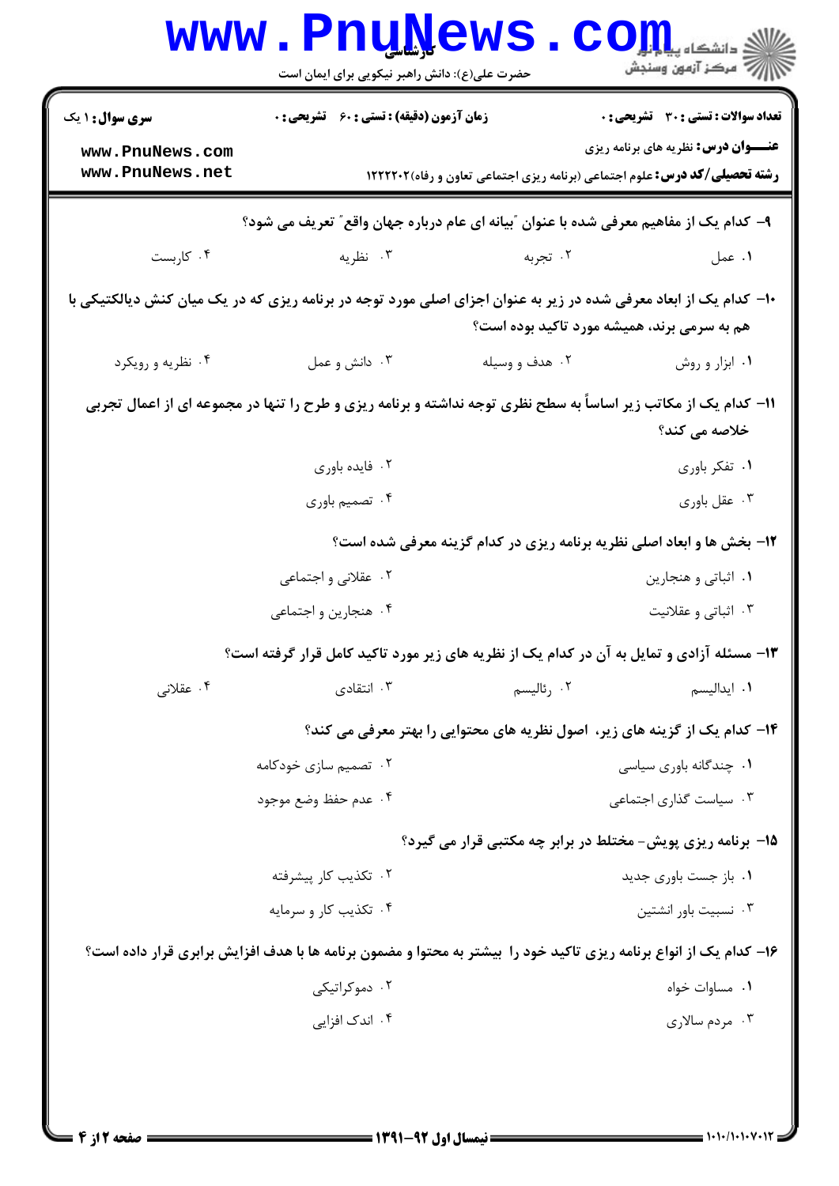**سری سوال:** ۱ یک | **زمان آزمون (دقیقه):** تستی: ۶۰ تشریحی: ۰ | **تعداد سوالات:** تستی: ۳۰ تشریحی: ۰

**عنـــوان درس:** نظریه های برنامه ریزی

**رشته تحصیلی/کد درس:** علوم اجتماعی (برنامه ریزی اجتماعی تعاون و رفاه)۱۲۲۲۲۰۲

۹- کدام یک از مفاهیم معرفی شده با عنوان "بیانه ای عام درباره جهان واقع" تعریف می شود؟

۱. عمل
۲. تجربه
۳. نظریه
۴. کاربست

۱۰- کدام یک از ابعاد معرفی شده در زیر به عنوان اجزای اصلی مورد توجه در برنامه ریزی که در یک میان کنش دیالکتیکی با هم به سرمی برند، همیشه مورد تاکید بوده است؟

۱. ابزار و روش
۲. هدف و وسیله
۳. دانش و عمل
۴. نظریه و رویکرد

۱۱- کدام یک از مکاتب زیر اساساً به سطح نظری توجه نداشته و برنامه ریزی و طرح را تنها در مجموعه ای از اعمال تجربی خلاصه می کند؟

۱. تفکر باوری
۲. فایده باوری
۳. عقل باوری
۴. تصمیم باوری

۱۲- بخش ها و ابعاد اصلی نظریه برنامه ریزی در کدام گزینه معرفی شده است؟

۱. اثباتی و هنجارین
۲. عقلانی و اجتماعی
۳. اثباتی و عقلانیت
۴. هنجارین و اجتماعی

۱۳- مسئله آزادی و تمایل به آن در کدام یک از نظریه های زیر مورد تاکید کامل قرار گرفته است؟

۱. ایدالیسم
۲. رئالیسم
۳. انتقادی
۴. عقلانی

۱۴- کدام یک از گزینه های زیر، اصول نظریه های محتوایی را بهتر معرفی می کند؟

۱. چندگانه باوری سیاسی
۲. تصمیم سازی خودکامه
۳. سیاست گذاری اجتماعی
۴. عدم حفظ وضع موجود

۱۵- برنامه ریزی پویش- مختلط در برابر چه مکتبی قرار می گیرد؟

۱. باز جست باوری جدید
۲. تکذیب کار پیشرفته
۳. نسبیت باور انشتین
۴. تکذیب کار و سرمایه

۱۶- کدام یک از انواع برنامه ریزی تاکید خود را بیشتر به محتوا و مضمون برنامه ها با هدف افزایش برابری قرار داده است؟

۱. مساوات خواه
۲. دموکراتیکی
۳. مردم سالاری
۴. اندک افزایی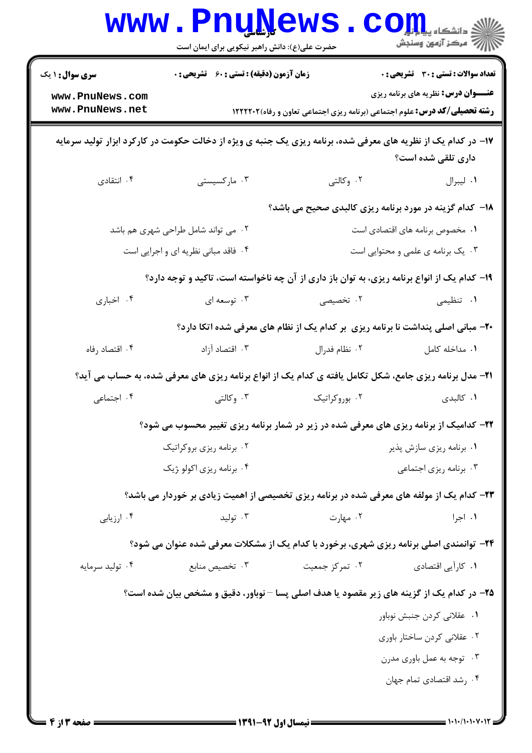۱۷- در کدام یک از نظریه های معرفی شده، برنامه ریزی یک جنبه ی ویژه از دخالت حکومت در کارکرد ابزار تولید سرمایه داری تلقی شده است؟

۱. لیبرال
۲. وکالتی
۳. مارکسیستی
۴. انتقادی

۱۸- کدام گزینه در مورد برنامه ریزی کالبدی صحیح می باشد؟

۱. مخصوص برنامه های اقتصادی است
۲. می تواند شامل طراحی شهری هم باشد
۳. یک برنامه ی علمی و محتوایی است
۴. فاقد مبانی نظریه ای و اجرایی است

۱۹- کدام یک از انواع برنامه ریزی، به توان باز داری از آن چه ناخواسته است، تاکید و توجه دارد؟

۱. تنظیمی
۲. تخصیصی
۳. توسعه ای
۴. اخباری

۲۰- مبانی اصلی پنداشت نا برنامه ریزی بر کدام یک از نظام های معرفی شده اتکا دارد؟

۱. مداخله کامل
۲. نظام فدرال
۳. اقتصاد آزاد
۴. اقتصاد رفاه

۲۱- مدل برنامه ریزی جامع، شکل تکامل یافته ی کدام یک از انواع برنامه ریزی های معرفی شده، به حساب می آید؟

۱. کالبدی
۲. بوروکراتیک
۳. وکالتی
۴. اجتماعی

۲۲- کدامیک از برنامه ریزی های معرفی شده در زیر در شمار برنامه ریزی تغییر محسوب می شود؟

۱. برنامه ریزی سازش پذیر
۲. برنامه ریزی بروکراتیک
۳. برنامه ریزی اجتماعی
۴. برنامه ریزی اکولو ژیک

۲۳- کدام یک از مولفه های معرفی شده در برنامه ریزی تخصیصی از اهمیت زیادی بر خوردار می باشد؟

۱. اجرا
۲. مهارت
۳. تولید
۴. ارزیابی

۲۴- توانمندی اصلی برنامه ریزی شهری، برخورد با کدام یک از مشکلات معرفی شده عنوان می شود؟

۱. کارآیی اقتصادی
۲. تمرکز جمعیت
۳. تخصیص منابع
۴. تولید سرمایه

۲۵- در کدام یک از گزینه های زیر مقصود یا هدف اصلی پسا – نوباور، دقیق و مشخص بیان شده است؟

۱. عقلانی کردن جنبش نوباور
۲. عقلانی کردن ساختار باوری
۳. توجه به عمل باوری مدرن
۴. رشد اقتصادی تمام جهان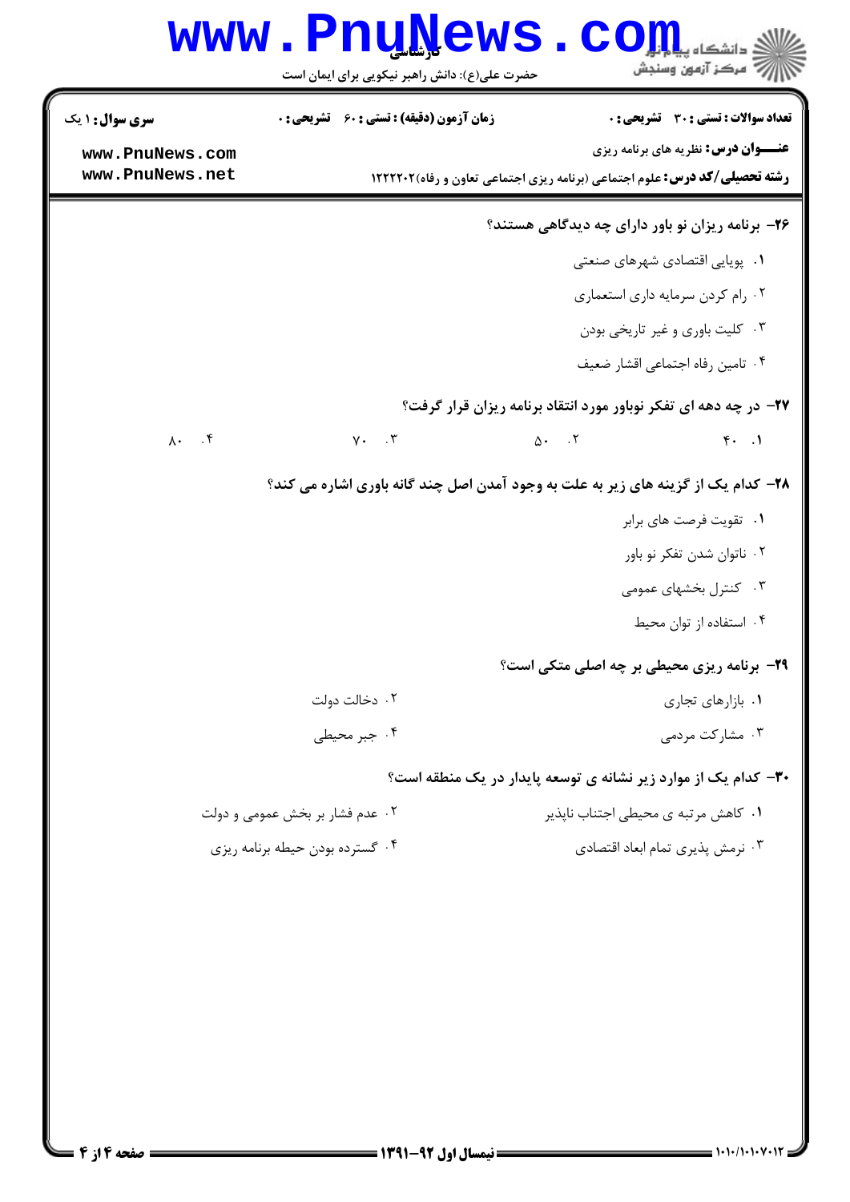**۲۶- برنامه ریزان نو باور دارای چه دیدگاهی هستند؟**

۱. پویایی اقتصادی شهرهای صنعتی

۲. رام کردن سرمایه داری استعماری

۳. کلیت باوری و غیر تاریخی بودن

۴. تامین رفاه اجتماعی اقشار ضعیف

**۲۷- در چه دهه ای تفکر نوباور مورد انتقاد برنامه ریزان قرار گرفت؟**

۱. ۴۰
۲. ۵۰
۳. ۷۰
۴. ۸۰

**۲۸- کدام یک از گزینه های زیر به علت به وجود آمدن اصل چند گانه باوری اشاره می کند؟**

۱. تقویت فرصت های برابر

۲. ناتوان شدن تفکر نو باور

۳. کنترل بخشهای عمومی

۴. استفاده از توان محیط

**۲۹- برنامه ریزی محیطی بر چه اصلی متکی است؟**

۱. بازارهای تجاری
۲. دخالت دولت
۳. مشارکت مردمی
۴. جبر محیطی

**۳۰- کدام یک از موارد زیر نشانه ی توسعه پایدار در یک منطقه است؟**

۱. کاهش مرتبه ی محیطی اجتناب ناپذیر
۲. عدم فشار بر بخش عمومی و دولت
۳. نرمش پذیری تمام ابعاد اقتصادی
۴. گسترده بودن حیطه برنامه ریزی